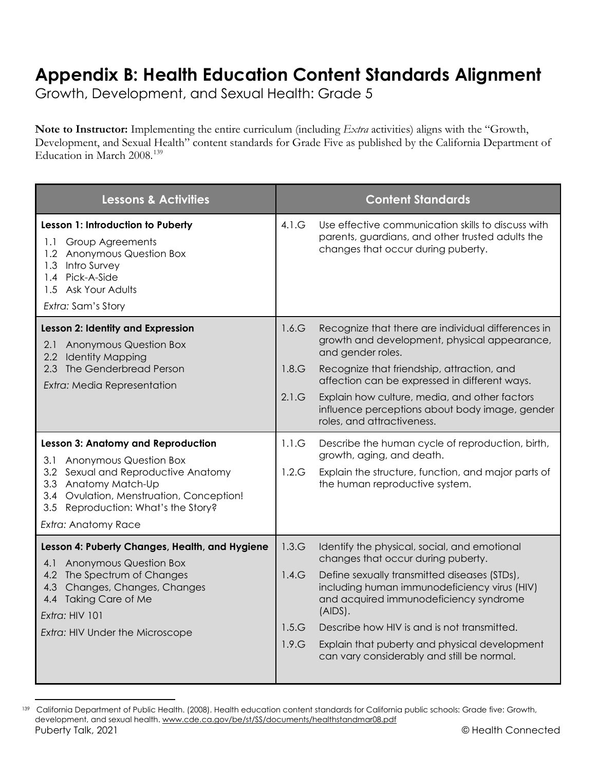# Appendix B: Health Education Content Standards Alignment

Growth, Development, and Sexual Health: Grade 5

**Note to Instructor:** Implementing the entire curriculum (including *Extra* activities) aligns with the "Growth, Development, and Sexual Health" content standards for Grade Five as published by the California Department of Education in March 2008.[139]

| Lessons & Activities | Content Standards |
|---|---|
| **Lesson 1: Introduction to Puberty**<br>1.1 Group Agreements<br>1.2 Anonymous Question Box<br>1.3 Intro Survey<br>1.4 Pick-A-Side<br>1.5 Ask Your Adults<br>*Extra:* Sam's Story | 4.1.G Use effective communication skills to discuss with parents, guardians, and other trusted adults the changes that occur during puberty. |
| **Lesson 2: Identity and Expression**<br>2.1 Anonymous Question Box<br>2.2 Identity Mapping<br>2.3 The Genderbread Person<br>*Extra:* Media Representation | 1.6.G Recognize that there are individual differences in growth and development, physical appearance, and gender roles.<br>1.8.G Recognize that friendship, attraction, and affection can be expressed in different ways.<br>2.1.G Explain how culture, media, and other factors influence perceptions about body image, gender roles, and attractiveness. |
| **Lesson 3: Anatomy and Reproduction**<br>3.1 Anonymous Question Box<br>3.2 Sexual and Reproductive Anatomy<br>3.3 Anatomy Match-Up<br>3.4 Ovulation, Menstruation, Conception!<br>3.5 Reproduction: What's the Story?<br>*Extra:* Anatomy Race | 1.1.G Describe the human cycle of reproduction, birth, growth, aging, and death.<br>1.2.G Explain the structure, function, and major parts of the human reproductive system. |
| **Lesson 4: Puberty Changes, Health, and Hygiene**<br>4.1 Anonymous Question Box<br>4.2 The Spectrum of Changes<br>4.3 Changes, Changes, Changes<br>4.4 Taking Care of Me<br>*Extra:* HIV 101<br>*Extra:* HIV Under the Microscope | 1.3.G Identify the physical, social, and emotional changes that occur during puberty.<br>1.4.G Define sexually transmitted diseases (STDs), including human immunodeficiency virus (HIV) and acquired immunodeficiency syndrome (AIDS).<br>1.5.G Describe how HIV is and is not transmitted.<br>1.9.G Explain that puberty and physical development can vary considerably and still be normal. |

[139] California Department of Public Health. (2008). Health education content standards for California public schools: Grade five: Growth, development, and sexual health. www.cde.ca.gov/be/st/SS/documents/healthstandmar08.pdf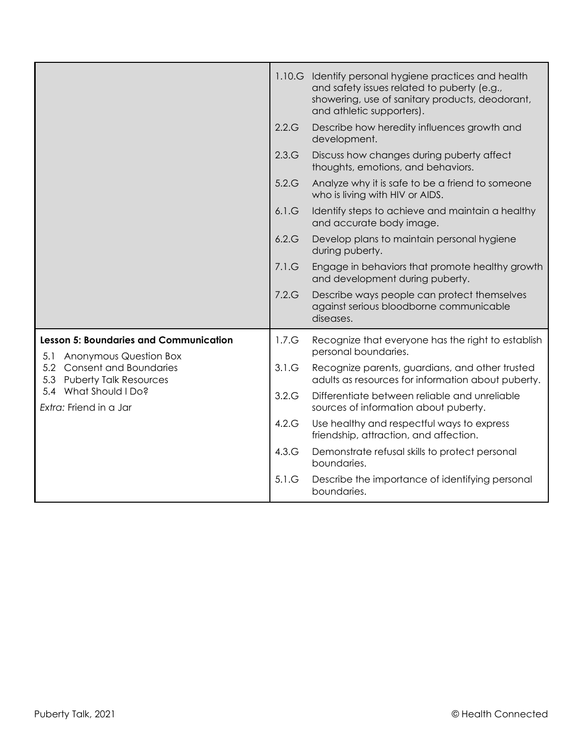| | | |
|---|---|---|
| | 1.10.G | Identify personal hygiene practices and health and safety issues related to puberty (e.g., showering, use of sanitary products, deodorant, and athletic supporters). |
| | 2.2.G | Describe how heredity influences growth and development. |
| | 2.3.G | Discuss how changes during puberty affect thoughts, emotions, and behaviors. |
| | 5.2.G | Analyze why it is safe to be a friend to someone who is living with HIV or AIDS. |
| | 6.1.G | Identify steps to achieve and maintain a healthy and accurate body image. |
| | 6.2.G | Develop plans to maintain personal hygiene during puberty. |
| | 7.1.G | Engage in behaviors that promote healthy growth and development during puberty. |
| | 7.2.G | Describe ways people can protect themselves against serious bloodborne communicable diseases. |
| **Lesson 5: Boundaries and Communication**<br>5.1 Anonymous Question Box<br>5.2 Consent and Boundaries<br>5.3 Puberty Talk Resources<br>5.4 What Should I Do?<br>*Extra:* Friend in a Jar | 1.7.G | Recognize that everyone has the right to establish personal boundaries. |
| | 3.1.G | Recognize parents, guardians, and other trusted adults as resources for information about puberty. |
| | 3.2.G | Differentiate between reliable and unreliable sources of information about puberty. |
| | 4.2.G | Use healthy and respectful ways to express friendship, attraction, and affection. |
| | 4.3.G | Demonstrate refusal skills to protect personal boundaries. |
| | 5.1.G | Describe the importance of identifying personal boundaries. |